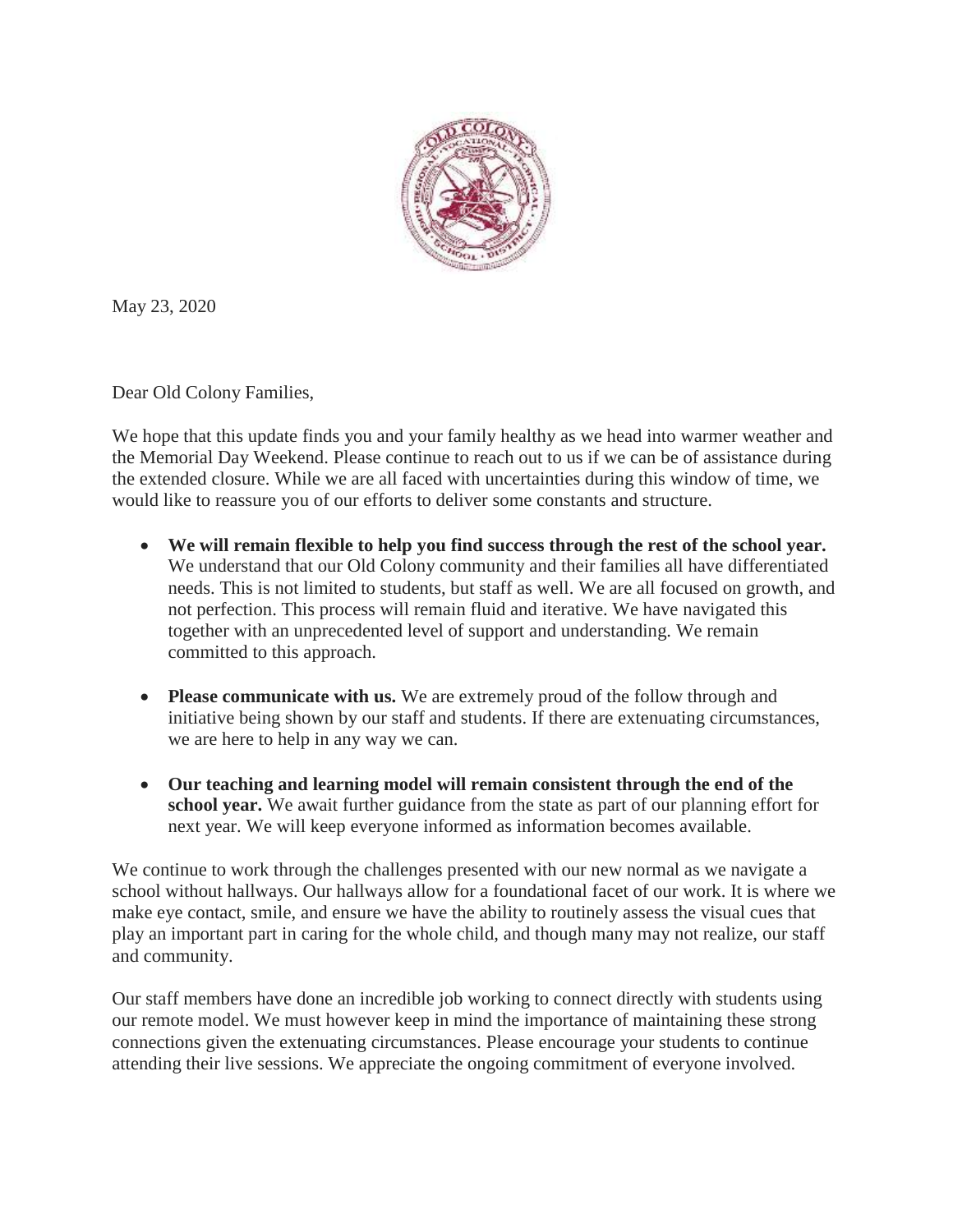May 23, 2020

Dear Old Colony Families,

We hope that this update finds you and your family healthy as we head into warmer weather and the Memorial Day Weekend. Please continue to reach out to us if we can be of assistance during the extended closure. While we are all faced with uncertainties during this window of time, we would like to reassure you of our efforts to deliver some constants and structure.

- **We will remain flexible to help you find success through the rest of the school year.** We understand that our Old Colony community and their families all have differentiated needs. This is not limited to students, but staff as well. We are all focused on growth, and not perfection. This process will remain fluid and iterative. We have navigated this together with an unprecedented level of support and understanding. We remain committed to this approach.

- **Please communicate with us.** We are extremely proud of the follow through and initiative being shown by our staff and students. If there are extenuating circumstances, we are here to help in any way we can.

- **Our teaching and learning model will remain consistent through the end of the school year.** We await further guidance from the state as part of our planning effort for next year. We will keep everyone informed as information becomes available.

We continue to work through the challenges presented with our new normal as we navigate a school without hallways. Our hallways allow for a foundational facet of our work. It is where we make eye contact, smile, and ensure we have the ability to routinely assess the visual cues that play an important part in caring for the whole child, and though many may not realize, our staff and community.

Our staff members have done an incredible job working to connect directly with students using our remote model. We must however keep in mind the importance of maintaining these strong connections given the extenuating circumstances. Please encourage your students to continue attending their live sessions. We appreciate the ongoing commitment of everyone involved.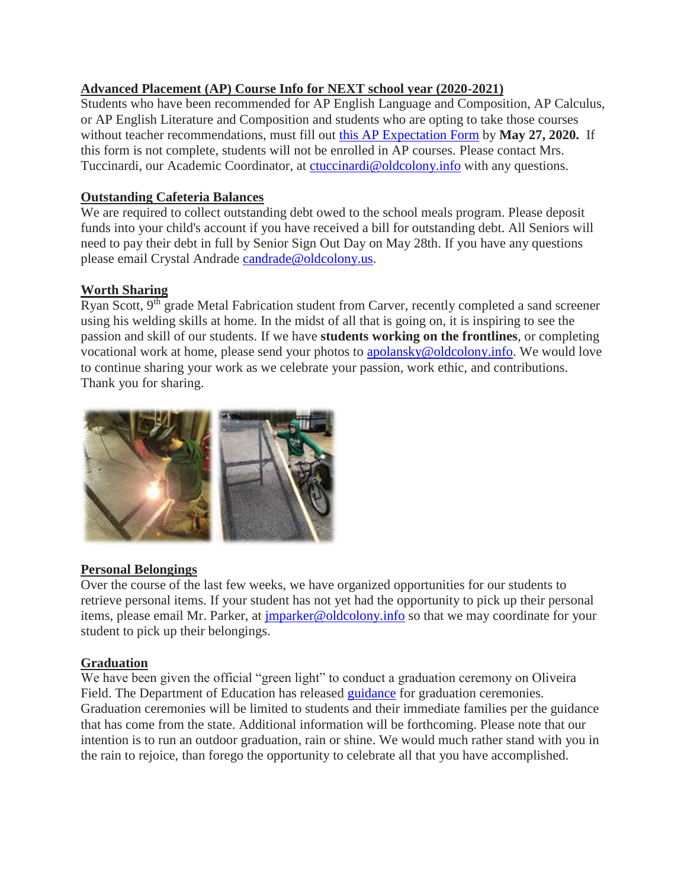**Advanced Placement (AP) Course Info for NEXT school year (2020-2021)**

Students who have been recommended for AP English Language and Composition, AP Calculus, or AP English Literature and Composition and students who are opting to take those courses without teacher recommendations, must fill out this AP Expectation Form by **May 27, 2020.** If this form is not complete, students will not be enrolled in AP courses. Please contact Mrs. Tuccinardi, our Academic Coordinator, at ctuccinardi@oldcolony.info with any questions.

**Outstanding Cafeteria Balances**

We are required to collect outstanding debt owed to the school meals program. Please deposit funds into your child's account if you have received a bill for outstanding debt. All Seniors will need to pay their debt in full by Senior Sign Out Day on May 28th. If you have any questions please email Crystal Andrade candrade@oldcolony.us.

**Worth Sharing**

Ryan Scott, 9th grade Metal Fabrication student from Carver, recently completed a sand screener using his welding skills at home. In the midst of all that is going on, it is inspiring to see the passion and skill of our students. If we have **students working on the frontlines**, or completing vocational work at home, please send your photos to apolansky@oldcolony.info. We would love to continue sharing your work as we celebrate your passion, work ethic, and contributions. Thank you for sharing.

**Personal Belongings**

Over the course of the last few weeks, we have organized opportunities for our students to retrieve personal items. If your student has not yet had the opportunity to pick up their personal items, please email Mr. Parker, at jmparker@oldcolony.info so that we may coordinate for your student to pick up their belongings.

**Graduation**

We have been given the official "green light" to conduct a graduation ceremony on Oliveira Field. The Department of Education has released guidance for graduation ceremonies. Graduation ceremonies will be limited to students and their immediate families per the guidance that has come from the state. Additional information will be forthcoming. Please note that our intention is to run an outdoor graduation, rain or shine. We would much rather stand with you in the rain to rejoice, than forego the opportunity to celebrate all that you have accomplished.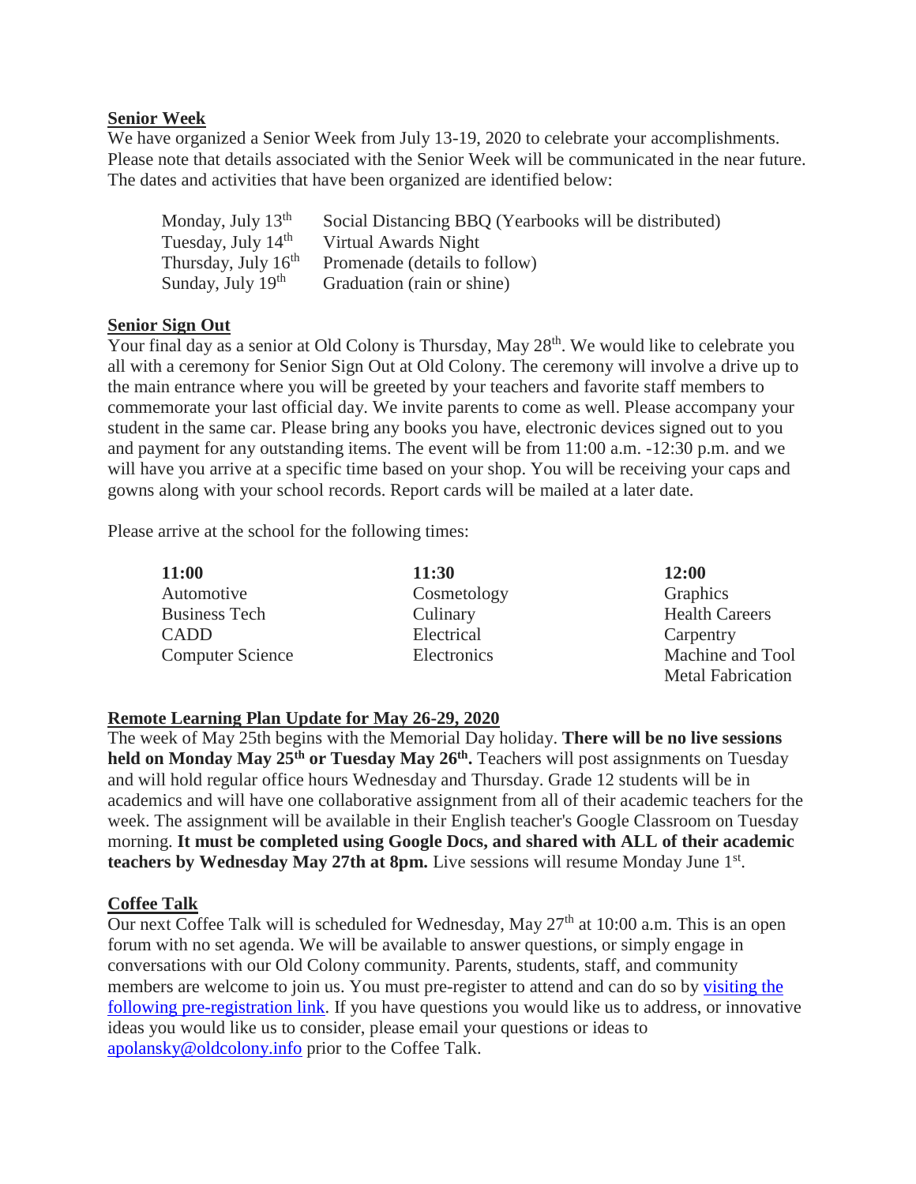**Senior Week**

We have organized a Senior Week from July 13-19, 2020 to celebrate your accomplishments. Please note that details associated with the Senior Week will be communicated in the near future. The dates and activities that have been organized are identified below:

| | |
|---|---|
| Monday, July 13th | Social Distancing BBQ (Yearbooks will be distributed) |
| Tuesday, July 14th | Virtual Awards Night |
| Thursday, July 16th | Promenade (details to follow) |
| Sunday, July 19th | Graduation (rain or shine) |

**Senior Sign Out**

Your final day as a senior at Old Colony is Thursday, May 28th. We would like to celebrate you all with a ceremony for Senior Sign Out at Old Colony. The ceremony will involve a drive up to the main entrance where you will be greeted by your teachers and favorite staff members to commemorate your last official day. We invite parents to come as well. Please accompany your student in the same car. Please bring any books you have, electronic devices signed out to you and payment for any outstanding items. The event will be from 11:00 a.m. -12:30 p.m. and we will have you arrive at a specific time based on your shop. You will be receiving your caps and gowns along with your school records. Report cards will be mailed at a later date.

Please arrive at the school for the following times:

| **11:00** | **11:30** | **12:00** |
|---|---|---|
| Automotive | Cosmetology | Graphics |
| Business Tech | Culinary | Health Careers |
| CADD | Electrical | Carpentry |
| Computer Science | Electronics | Machine and Tool |
| | | Metal Fabrication |

**Remote Learning Plan Update for May 26-29, 2020**

The week of May 25th begins with the Memorial Day holiday. **There will be no live sessions held on Monday May 25th or Tuesday May 26th.** Teachers will post assignments on Tuesday and will hold regular office hours Wednesday and Thursday. Grade 12 students will be in academics and will have one collaborative assignment from all of their academic teachers for the week. The assignment will be available in their English teacher's Google Classroom on Tuesday morning. **It must be completed using Google Docs, and shared with ALL of their academic teachers by Wednesday May 27th at 8pm.** Live sessions will resume Monday June 1st.

**Coffee Talk**

Our next Coffee Talk will is scheduled for Wednesday, May 27th at 10:00 a.m. This is an open forum with no set agenda. We will be available to answer questions, or simply engage in conversations with our Old Colony community. Parents, students, staff, and community members are welcome to join us. You must pre-register to attend and can do so by visiting the following pre-registration link. If you have questions you would like us to address, or innovative ideas you would like us to consider, please email your questions or ideas to apolansky@oldcolony.info prior to the Coffee Talk.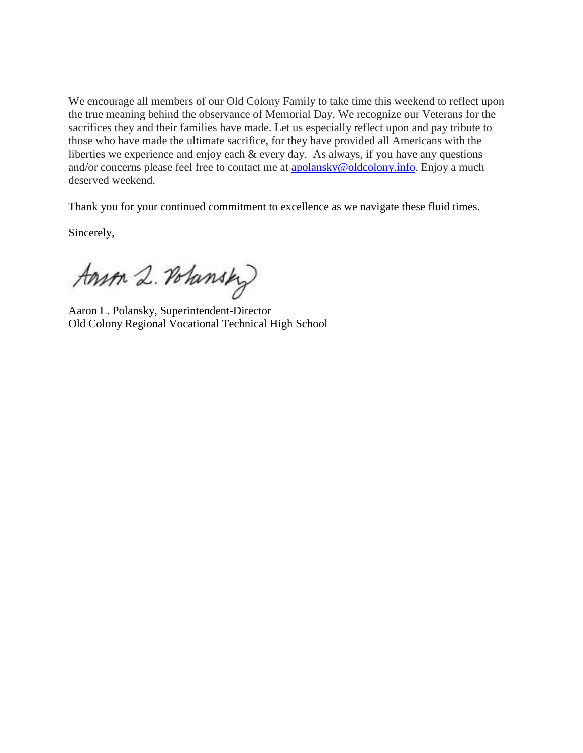We encourage all members of our Old Colony Family to take time this weekend to reflect upon the true meaning behind the observance of Memorial Day. We recognize our Veterans for the sacrifices they and their families have made. Let us especially reflect upon and pay tribute to those who have made the ultimate sacrifice, for they have provided all Americans with the liberties we experience and enjoy each & every day. As always, if you have any questions and/or concerns please feel free to contact me at apolansky@oldcolony.info. Enjoy a much deserved weekend.

Thank you for your continued commitment to excellence as we navigate these fluid times.

Sincerely,

Aaron L. Polansky

Aaron L. Polansky, Superintendent-Director
Old Colony Regional Vocational Technical High School